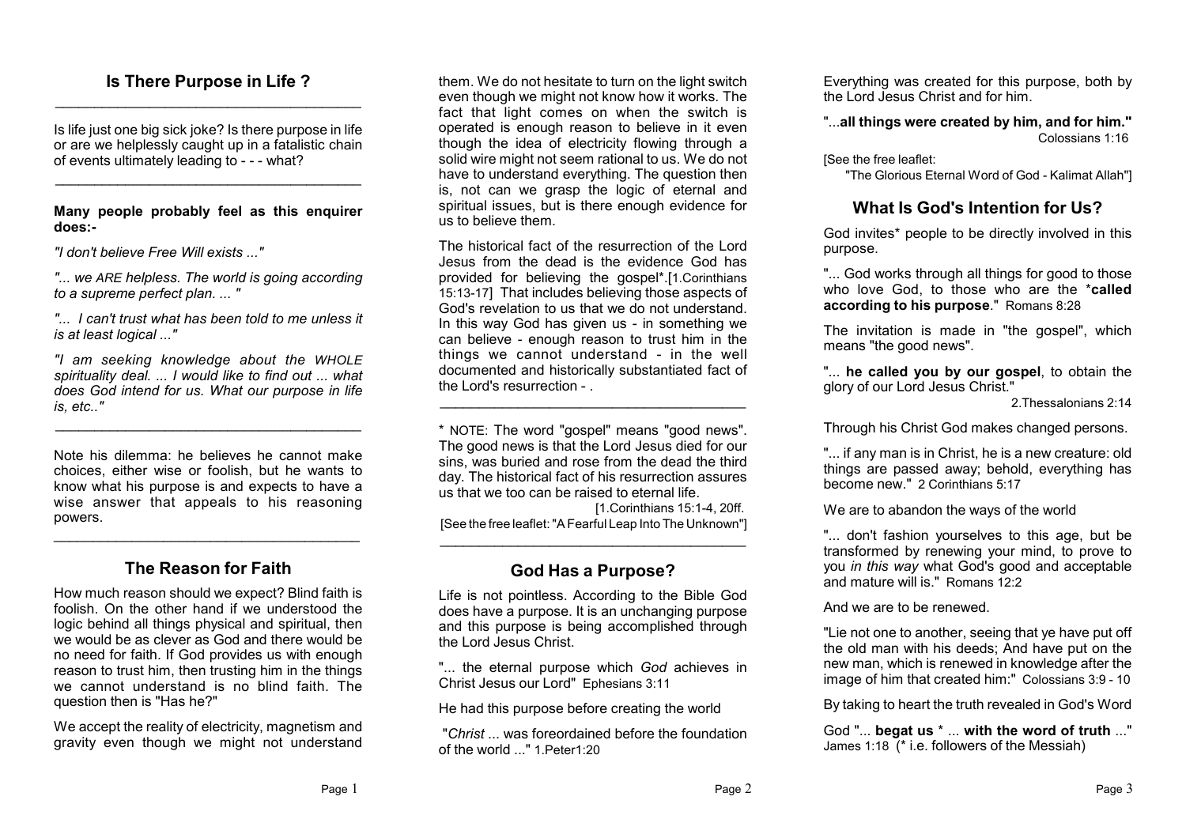## Is There Purpose in Life ?

---

Is life just one big sick joke? Is there purpose in life or are we helplessly caught up in a fatalistic chain of events ultimately leading to - - - what?

---

**Many people probably feel as this enquirer does:-**

*"I don't believe Free Will exists ..."*

*"... we ARE helpless. The world is going according to a supreme perfect plan. ... "*

*"... I can't trust what has been told to me unless it is at least logical ..."*

*"I am seeking knowledge about the WHOLE spirituality deal. ... I would like to find out ... what does God intend for us. What our purpose in life is, etc.."*

---

Note his dilemma: he believes he cannot make choices, either wise or foolish, but he wants to know what his purpose is and expects to have a wise answer that appeals to his reasoning powers.

---

## The Reason for Faith

How much reason should we expect? Blind faith is foolish. On the other hand if we understood the logic behind all things physical and spiritual, then we would be as clever as God and there would be no need for faith. If God provides us with enough reason to trust him, then trusting him in the things we cannot understand is no blind faith. The question then is "Has he?"

We accept the reality of electricity, magnetism and gravity even though we might not understand them. We do not hesitate to turn on the light switch even though we might not know how it works. The fact that light comes on when the switch is operated is enough reason to believe in it even though the idea of electricity flowing through a solid wire might not seem rational to us. We do not have to understand everything. The question then is, not can we grasp the logic of eternal and spiritual issues, but is there enough evidence for us to believe them.

The historical fact of the resurrection of the Lord Jesus from the dead is the evidence God has provided for believing the gospel*.[1.Corinthians 15:13-17] That includes believing those aspects of God's revelation to us that we do not understand. In this way God has given us - in something we can believe - enough reason to trust him in the things we cannot understand - in the well documented and historically substantiated fact of the Lord's resurrection - .

---

* NOTE: The word "gospel" means "good news". The good news is that the Lord Jesus died for our sins, was buried and rose from the dead the third day. The historical fact of his resurrection assures us that we too can be raised to eternal life.

[1.Corinthians 15:1-4, 20ff.

[See the free leaflet: "A Fearful Leap Into The Unknown"]

---

## God Has a Purpose?

Life is not pointless. According to the Bible God does have a purpose. It is an unchanging purpose and this purpose is being accomplished through the Lord Jesus Christ.

"... the eternal purpose which *God* achieves in Christ Jesus our Lord" Ephesians 3:11

He had this purpose before creating the world

"*Christ* ... was foreordained before the foundation of the world ..." 1.Peter1:20

Everything was created for this purpose, both by the Lord Jesus Christ and for him.

"...**all things were created by him, and for him."** Colossians 1:16

[See the free leaflet:
"The Glorious Eternal Word of God - Kalimat Allah"]

## What Is God's Intention for Us?

God invites* people to be directly involved in this purpose.

"... God works through all things for good to those who love God, to those who are the ***called according to his purpose**." Romans 8:28

The invitation is made in "the gospel", which means "the good news".

"... **he called you by our gospel**, to obtain the glory of our Lord Jesus Christ." 2.Thessalonians 2:14

Through his Christ God makes changed persons.

"... if any man is in Christ, he is a new creature: old things are passed away; behold, everything has become new." 2 Corinthians 5:17

We are to abandon the ways of the world

"... don't fashion yourselves to this age, but be transformed by renewing your mind, to prove to you *in this way* what God's good and acceptable and mature will is." Romans 12:2

And we are to be renewed.

"Lie not one to another, seeing that ye have put off the old man with his deeds; And have put on the new man, which is renewed in knowledge after the image of him that created him:" Colossians 3:9 - 10

By taking to heart the truth revealed in God's Word

God "... **begat us** * ... **with the word of truth** ..." James 1:18 (* i.e. followers of the Messiah)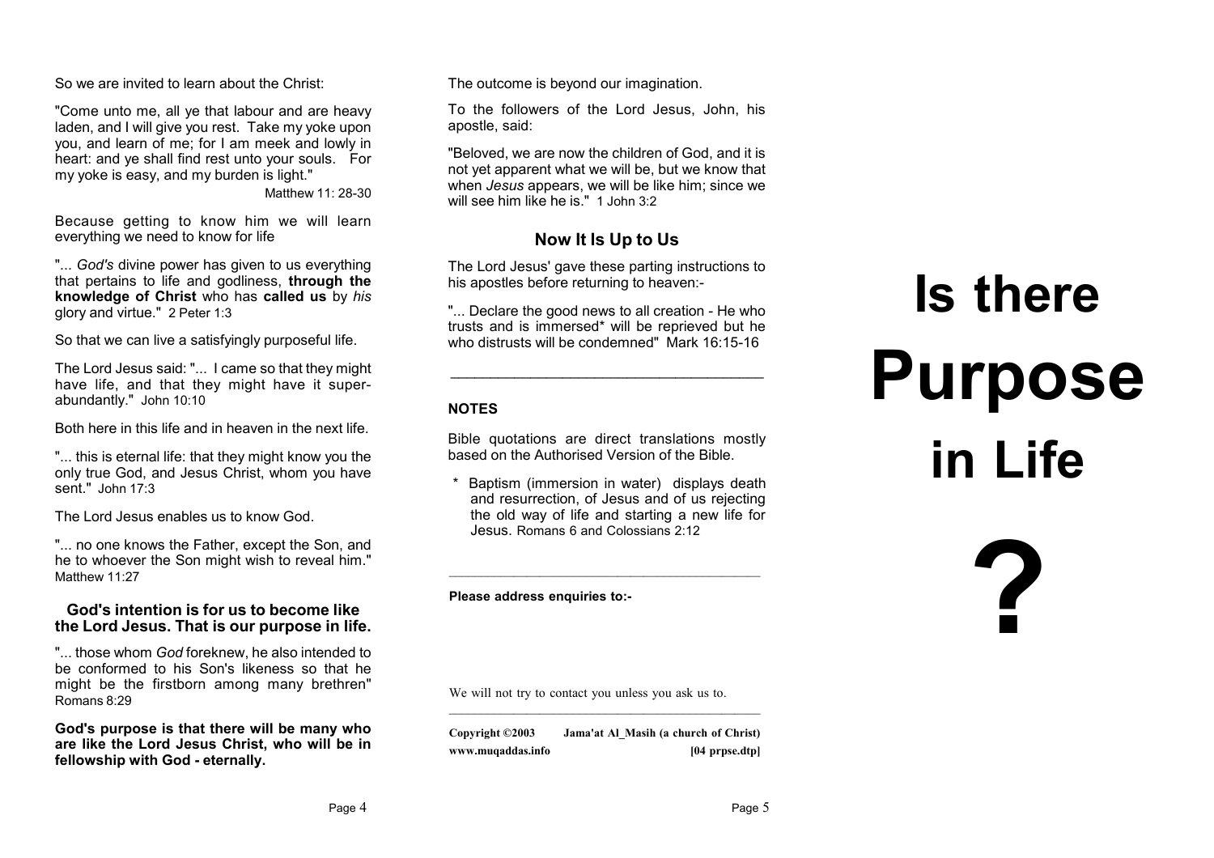So we are invited to learn about the Christ:

"Come unto me, all ye that labour and are heavy laden, and I will give you rest. Take my yoke upon you, and learn of me; for I am meek and lowly in heart: and ye shall find rest unto your souls. For my yoke is easy, and my burden is light."
Matthew 11: 28-30

Because getting to know him we will learn everything we need to know for life

"... *God's* divine power has given to us everything that pertains to life and godliness, **through the knowledge of Christ** who has **called us** by *his* glory and virtue." 2 Peter 1:3

So that we can live a satisfyingly purposeful life.

The Lord Jesus said: "... I came so that they might have life, and that they might have it super-abundantly." John 10:10

Both here in this life and in heaven in the next life.

"... this is eternal life: that they might know you the only true God, and Jesus Christ, whom you have sent." John 17:3

The Lord Jesus enables us to know God.

"... no one knows the Father, except the Son, and he to whoever the Son might wish to reveal him." Matthew 11:27

### God's intention is for us to become like the Lord Jesus. That is our purpose in life.

"... those whom *God* foreknew, he also intended to be conformed to his Son's likeness so that he might be the firstborn among many brethren" Romans 8:29

**God's purpose is that there will be many who are like the Lord Jesus Christ, who will be in fellowship with God - eternally.**

The outcome is beyond our imagination.

To the followers of the Lord Jesus, John, his apostle, said:

"Beloved, we are now the children of God, and it is not yet apparent what we will be, but we know that when *Jesus* appears, we will be like him; since we will see him like he is." 1 John 3:2

## Now It Is Up to Us

The Lord Jesus' gave these parting instructions to his apostles before returning to heaven:-

"... Declare the good news to all creation - He who trusts and is immersed* will be reprieved but he who distrusts will be condemned" Mark 16:15-16

---

**NOTES**

Bible quotations are direct translations mostly based on the Authorised Version of the Bible.

\* Baptism (immersion in water) displays death and resurrection, of Jesus and of us rejecting the old way of life and starting a new life for Jesus. Romans 6 and Colossians 2:12

---

**Please address enquiries to:-**

We will not try to contact you unless you ask us to.

---

**Copyright ©2003 Jama'at Al_Masih (a church of Christ)**
**www.muqaddas.info [04 prpse.dtp]**

# Is there Purpose in Life ?